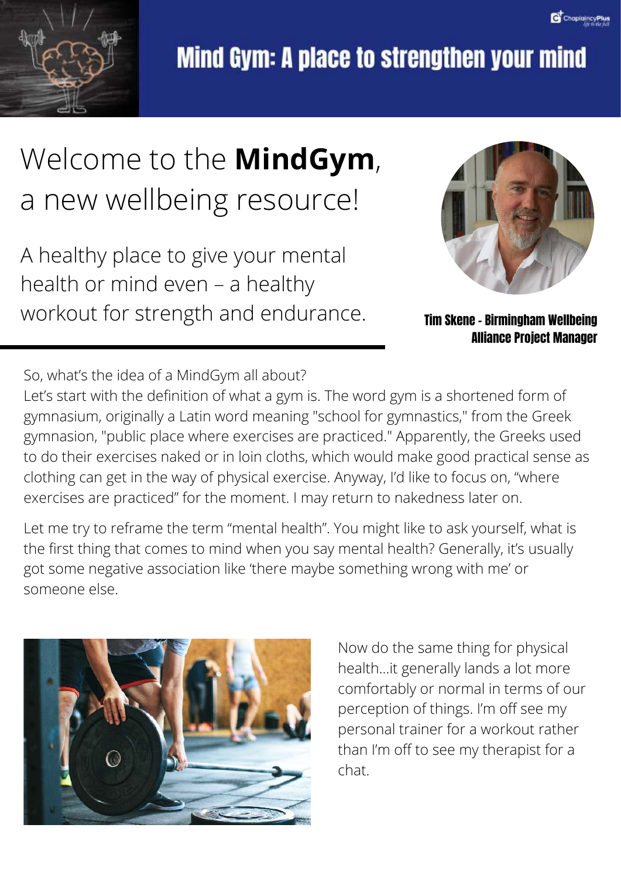# Mind Gym: A place to strengthen your mind

## Welcome to the **MindGym**, a new wellbeing resource!

A healthy place to give your mental health or mind even – a healthy workout for strength and endurance.

**Tim Skene - Birmingham Wellbeing Alliance Project Manager**

So, what's the idea of a MindGym all about?
Let's start with the definition of what a gym is. The word gym is a shortened form of gymnasium, originally a Latin word meaning "school for gymnastics," from the Greek gymnasion, "public place where exercises are practiced." Apparently, the Greeks used to do their exercises naked or in loin cloths, which would make good practical sense as clothing can get in the way of physical exercise. Anyway, I'd like to focus on, "where exercises are practiced" for the moment. I may return to nakedness later on.

Let me try to reframe the term "mental health". You might like to ask yourself, what is the first thing that comes to mind when you say mental health? Generally, it's usually got some negative association like 'there maybe something wrong with me' or someone else.

Now do the same thing for physical health...it generally lands a lot more comfortably or normal in terms of our perception of things. I'm off see my personal trainer for a workout rather than I'm off to see my therapist for a chat.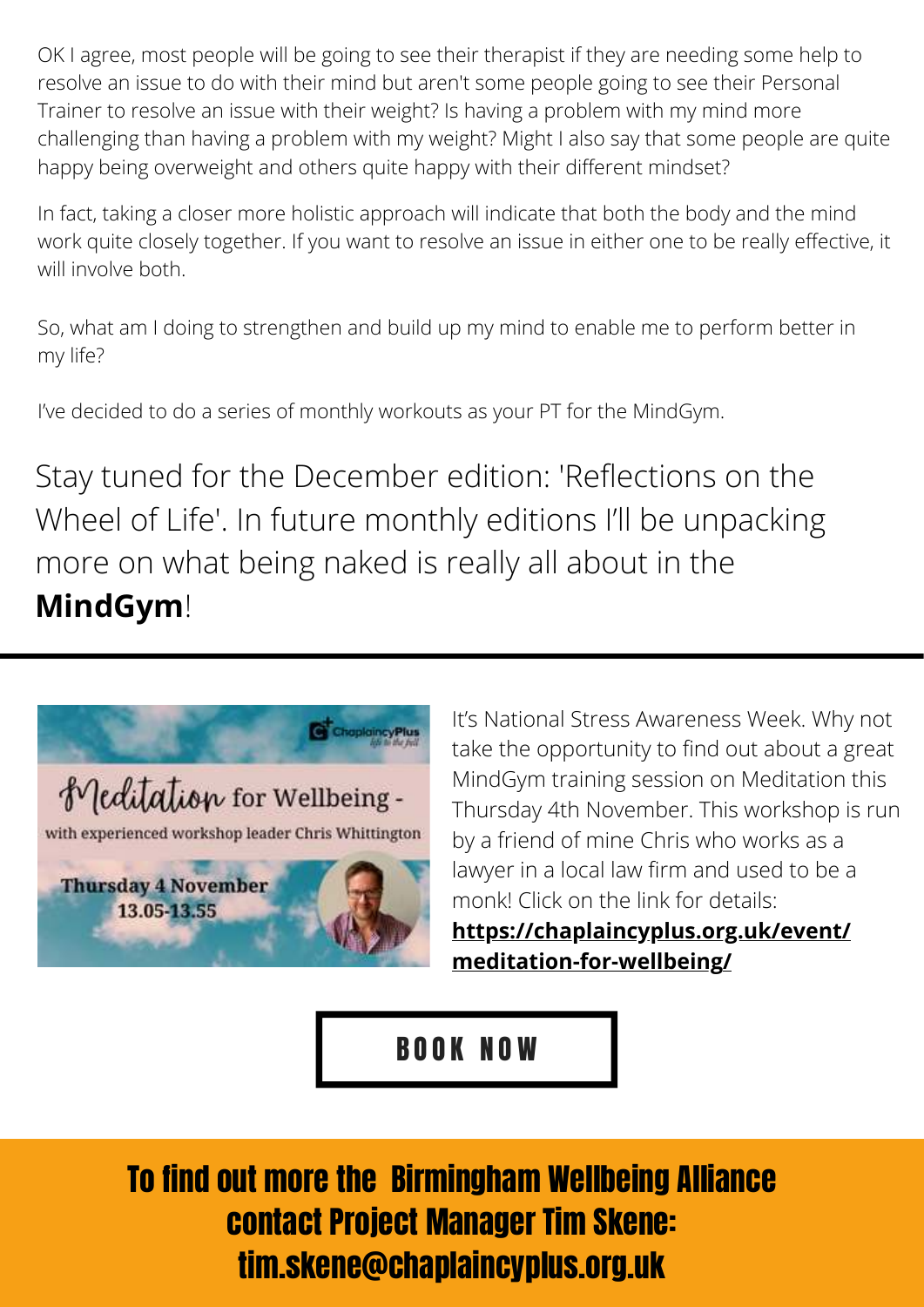OK I agree, most people will be going to see their therapist if they are needing some help to resolve an issue to do with their mind but aren't some people going to see their Personal Trainer to resolve an issue with their weight? Is having a problem with my mind more challenging than having a problem with my weight? Might I also say that some people are quite happy being overweight and others quite happy with their different mindset?

In fact, taking a closer more holistic approach will indicate that both the body and the mind work quite closely together. If you want to resolve an issue in either one to be really effective, it will involve both.

So, what am I doing to strengthen and build up my mind to enable me to perform better in my life?

I've decided to do a series of monthly workouts as your PT for the MindGym.

Stay tuned for the December edition: 'Reflections on the Wheel of Life'. In future monthly editions I'll be unpacking more on what being naked is really all about in the **MindGym**!

---

ChaplaincyPlus *life to the full*

Meditation for Wellbeing - with experienced workshop leader Chris Whittington

Thursday 4 November
13.05-13.55

It's National Stress Awareness Week. Why not take the opportunity to find out about a great MindGym training session on Meditation this Thursday 4th November. This workshop is run by a friend of mine Chris who works as a lawyer in a local law firm and used to be a monk! Click on the link for details: **https://chaplaincyplus.org.uk/event/meditation-for-wellbeing/**

**BOOK NOW**

**To find out more the Birmingham Wellbeing Alliance contact Project Manager Tim Skene: tim.skene@chaplaincyplus.org.uk**